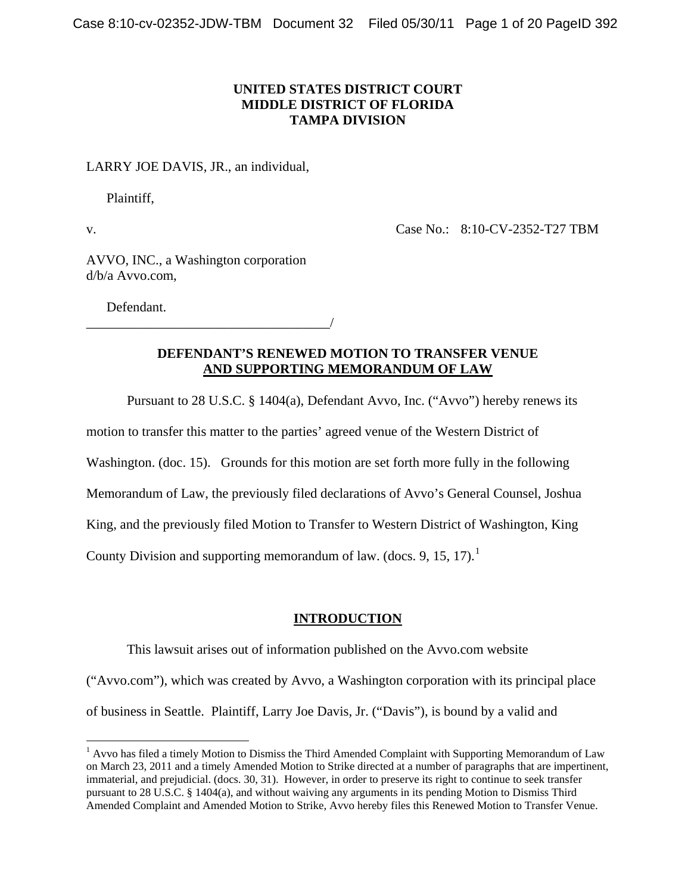**UNITED STATES DISTRICT COURT**
**MIDDLE DISTRICT OF FLORIDA**
**TAMPA DIVISION**

LARRY JOE DAVIS, JR., an individual,

Plaintiff,

v. Case No.: 8:10-CV-2352-T27 TBM

AVVO, INC., a Washington corporation d/b/a Avvo.com,

Defendant.
_____________________________________/

**DEFENDANT'S RENEWED MOTION TO TRANSFER VENUE**
**<u>AND SUPPORTING MEMORANDUM OF LAW</u>**

Pursuant to 28 U.S.C. § 1404(a), Defendant Avvo, Inc. ("Avvo") hereby renews its motion to transfer this matter to the parties' agreed venue of the Western District of Washington. (doc. 15). Grounds for this motion are set forth more fully in the following Memorandum of Law, the previously filed declarations of Avvo's General Counsel, Joshua King, and the previously filed Motion to Transfer to Western District of Washington, King County Division and supporting memorandum of law. (docs. 9, 15, 17).[1]

## <u>INTRODUCTION</u>

This lawsuit arises out of information published on the Avvo.com website ("Avvo.com"), which was created by Avvo, a Washington corporation with its principal place of business in Seattle. Plaintiff, Larry Joe Davis, Jr. ("Davis"), is bound by a valid and

---

[1] Avvo has filed a timely Motion to Dismiss the Third Amended Complaint with Supporting Memorandum of Law on March 23, 2011 and a timely Amended Motion to Strike directed at a number of paragraphs that are impertinent, immaterial, and prejudicial. (docs. 30, 31). However, in order to preserve its right to continue to seek transfer pursuant to 28 U.S.C. § 1404(a), and without waiving any arguments in its pending Motion to Dismiss Third Amended Complaint and Amended Motion to Strike, Avvo hereby files this Renewed Motion to Transfer Venue.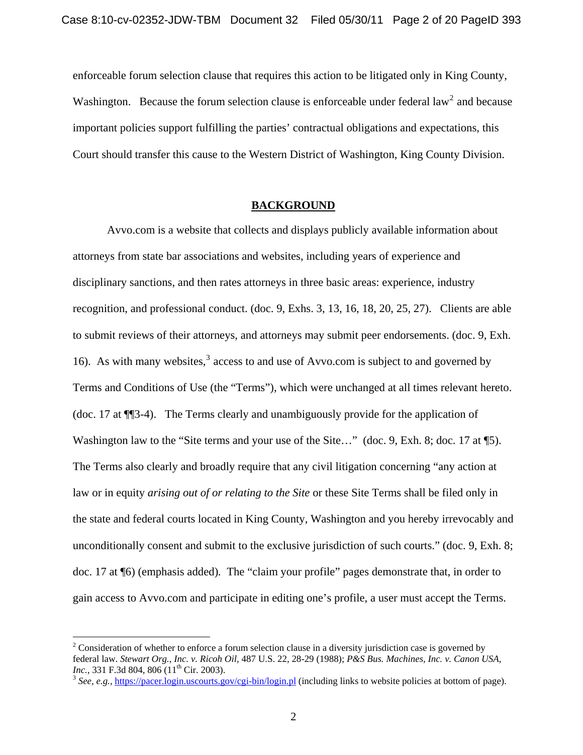enforceable forum selection clause that requires this action to be litigated only in King County, Washington. Because the forum selection clause is enforceable under federal law[2] and because important policies support fulfilling the parties' contractual obligations and expectations, this Court should transfer this cause to the Western District of Washington, King County Division.

## BACKGROUND

Avvo.com is a website that collects and displays publicly available information about attorneys from state bar associations and websites, including years of experience and disciplinary sanctions, and then rates attorneys in three basic areas: experience, industry recognition, and professional conduct. (doc. 9, Exhs. 3, 13, 16, 18, 20, 25, 27). Clients are able to submit reviews of their attorneys, and attorneys may submit peer endorsements. (doc. 9, Exh. 16). As with many websites,[3] access to and use of Avvo.com is subject to and governed by Terms and Conditions of Use (the "Terms"), which were unchanged at all times relevant hereto. (doc. 17 at ¶¶3-4). The Terms clearly and unambiguously provide for the application of Washington law to the "Site terms and your use of the Site…" (doc. 9, Exh. 8; doc. 17 at ¶5). The Terms also clearly and broadly require that any civil litigation concerning "any action at law or in equity *arising out of or relating to the Site* or these Site Terms shall be filed only in the state and federal courts located in King County, Washington and you hereby irrevocably and unconditionally consent and submit to the exclusive jurisdiction of such courts." (doc. 9, Exh. 8; doc. 17 at ¶6) (emphasis added). The "claim your profile" pages demonstrate that, in order to gain access to Avvo.com and participate in editing one's profile, a user must accept the Terms.

---

[2] Consideration of whether to enforce a forum selection clause in a diversity jurisdiction case is governed by federal law. *Stewart Org., Inc. v. Ricoh Oil*, 487 U.S. 22, 28-29 (1988); *P&S Bus. Machines, Inc. v. Canon USA, Inc.*, 331 F.3d 804, 806 (11th Cir. 2003).

[3] *See, e.g.*, https://pacer.login.uscourts.gov/cgi-bin/login.pl (including links to website policies at bottom of page).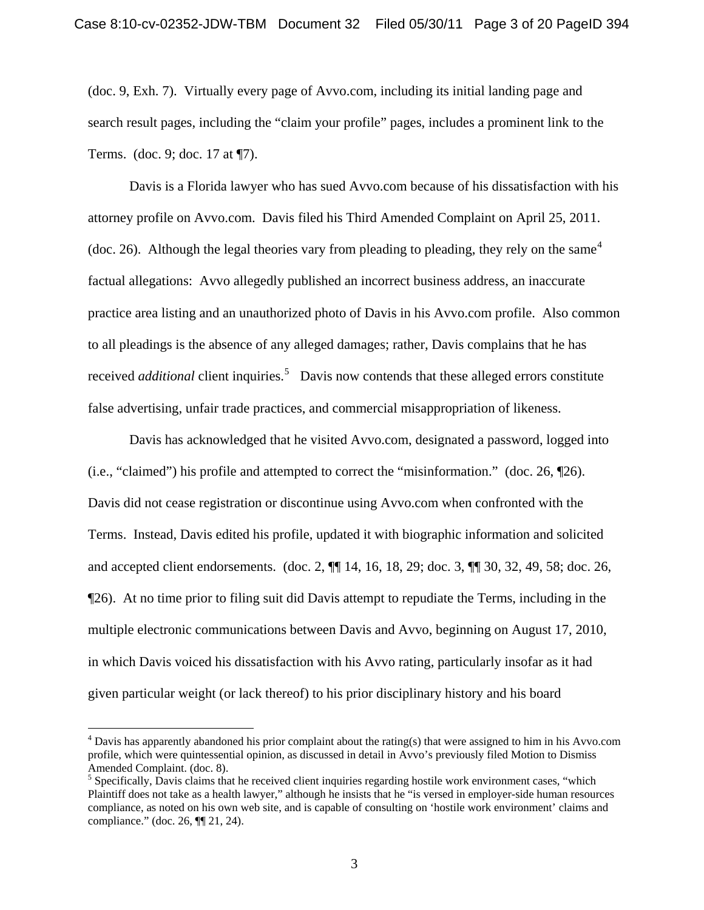(doc. 9, Exh. 7). Virtually every page of Avvo.com, including its initial landing page and search result pages, including the "claim your profile" pages, includes a prominent link to the Terms. (doc. 9; doc. 17 at ¶7).

Davis is a Florida lawyer who has sued Avvo.com because of his dissatisfaction with his attorney profile on Avvo.com. Davis filed his Third Amended Complaint on April 25, 2011. (doc. 26). Although the legal theories vary from pleading to pleading, they rely on the same[4] factual allegations: Avvo allegedly published an incorrect business address, an inaccurate practice area listing and an unauthorized photo of Davis in his Avvo.com profile. Also common to all pleadings is the absence of any alleged damages; rather, Davis complains that he has received *additional* client inquiries.[5] Davis now contends that these alleged errors constitute false advertising, unfair trade practices, and commercial misappropriation of likeness.

Davis has acknowledged that he visited Avvo.com, designated a password, logged into (i.e., "claimed") his profile and attempted to correct the "misinformation." (doc. 26, ¶26). Davis did not cease registration or discontinue using Avvo.com when confronted with the Terms. Instead, Davis edited his profile, updated it with biographic information and solicited and accepted client endorsements. (doc. 2, ¶¶ 14, 16, 18, 29; doc. 3, ¶¶ 30, 32, 49, 58; doc. 26, ¶26). At no time prior to filing suit did Davis attempt to repudiate the Terms, including in the multiple electronic communications between Davis and Avvo, beginning on August 17, 2010, in which Davis voiced his dissatisfaction with his Avvo rating, particularly insofar as it had given particular weight (or lack thereof) to his prior disciplinary history and his board

---

[4] Davis has apparently abandoned his prior complaint about the rating(s) that were assigned to him in his Avvo.com profile, which were quintessential opinion, as discussed in detail in Avvo's previously filed Motion to Dismiss Amended Complaint. (doc. 8).

[5] Specifically, Davis claims that he received client inquiries regarding hostile work environment cases, "which Plaintiff does not take as a health lawyer," although he insists that he "is versed in employer-side human resources compliance, as noted on his own web site, and is capable of consulting on 'hostile work environment' claims and compliance." (doc. 26, ¶¶ 21, 24).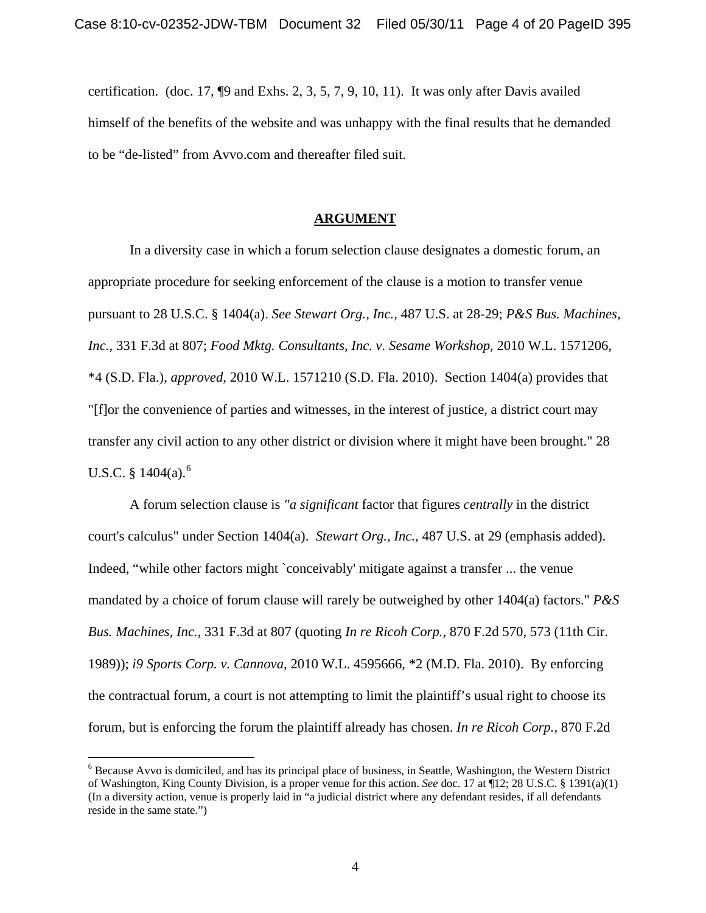certification. (doc. 17, ¶9 and Exhs. 2, 3, 5, 7, 9, 10, 11). It was only after Davis availed himself of the benefits of the website and was unhappy with the final results that he demanded to be "de-listed" from Avvo.com and thereafter filed suit.

## ARGUMENT

In a diversity case in which a forum selection clause designates a domestic forum, an appropriate procedure for seeking enforcement of the clause is a motion to transfer venue pursuant to 28 U.S.C. § 1404(a). *See Stewart Org., Inc.,* 487 U.S. at 28-29; *P&S Bus. Machines, Inc.,* 331 F.3d at 807; *Food Mktg. Consultants, Inc. v. Sesame Workshop*, 2010 W.L. 1571206, *4 (S.D. Fla.), *approved,* 2010 W.L. 1571210 (S.D. Fla. 2010). Section 1404(a) provides that "[f]or the convenience of parties and witnesses, in the interest of justice, a district court may transfer any civil action to any other district or division where it might have been brought." 28 U.S.C. § 1404(a).[6]

A forum selection clause is *"a significant* factor that figures *centrally* in the district court's calculus" under Section 1404(a). *Stewart Org., Inc.,* 487 U.S. at 29 (emphasis added). Indeed, "while other factors might `conceivably' mitigate against a transfer ... the venue mandated by a choice of forum clause will rarely be outweighed by other 1404(a) factors." *P&S Bus. Machines, Inc.,* 331 F.3d at 807 (quoting *In re Ricoh Corp.,* 870 F.2d 570, 573 (11th Cir. 1989)); *i9 Sports Corp. v. Cannova*, 2010 W.L. 4595666, *2 (M.D. Fla. 2010). By enforcing the contractual forum, a court is not attempting to limit the plaintiff's usual right to choose its forum, but is enforcing the forum the plaintiff already has chosen. *In re Ricoh Corp.*, 870 F.2d

---

[6] Because Avvo is domiciled, and has its principal place of business, in Seattle, Washington, the Western District of Washington, King County Division, is a proper venue for this action. *See* doc. 17 at ¶12; 28 U.S.C. § 1391(a)(1) (In a diversity action, venue is properly laid in "a judicial district where any defendant resides, if all defendants reside in the same state.")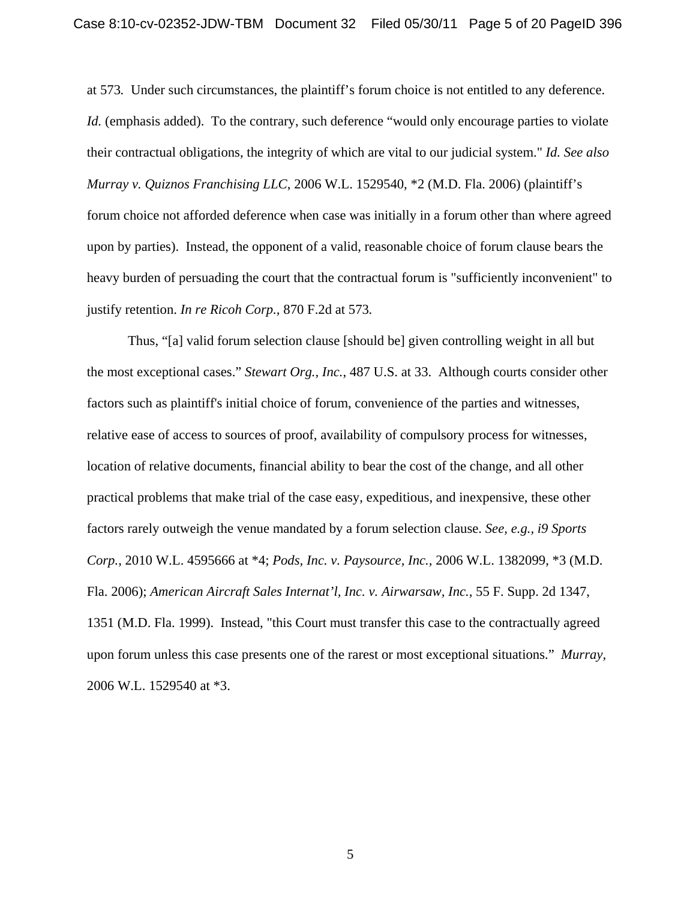at 573. Under such circumstances, the plaintiff's forum choice is not entitled to any deference. *Id.* (emphasis added). To the contrary, such deference "would only encourage parties to violate their contractual obligations, the integrity of which are vital to our judicial system." *Id. See also Murray v. Quiznos Franchising LLC*, 2006 W.L. 1529540, *2 (M.D. Fla. 2006) (plaintiff's forum choice not afforded deference when case was initially in a forum other than where agreed upon by parties). Instead, the opponent of a valid, reasonable choice of forum clause bears the heavy burden of persuading the court that the contractual forum is "sufficiently inconvenient" to justify retention. *In re Ricoh Corp.,* 870 F.2d at 573.

Thus, "[a] valid forum selection clause [should be] given controlling weight in all but the most exceptional cases." *Stewart Org., Inc.*, 487 U.S. at 33. Although courts consider other factors such as plaintiff's initial choice of forum, convenience of the parties and witnesses, relative ease of access to sources of proof, availability of compulsory process for witnesses, location of relative documents, financial ability to bear the cost of the change, and all other practical problems that make trial of the case easy, expeditious, and inexpensive, these other factors rarely outweigh the venue mandated by a forum selection clause. *See, e.g., i9 Sports Corp.*, 2010 W.L. 4595666 at *4; *Pods, Inc. v. Paysource, Inc.,* 2006 W.L. 1382099, *3 (M.D. Fla. 2006); *American Aircraft Sales Internat'l, Inc. v. Airwarsaw, Inc.,* 55 F. Supp. 2d 1347, 1351 (M.D. Fla. 1999). Instead, "this Court must transfer this case to the contractually agreed upon forum unless this case presents one of the rarest or most exceptional situations." *Murray,* 2006 W.L. 1529540 at *3.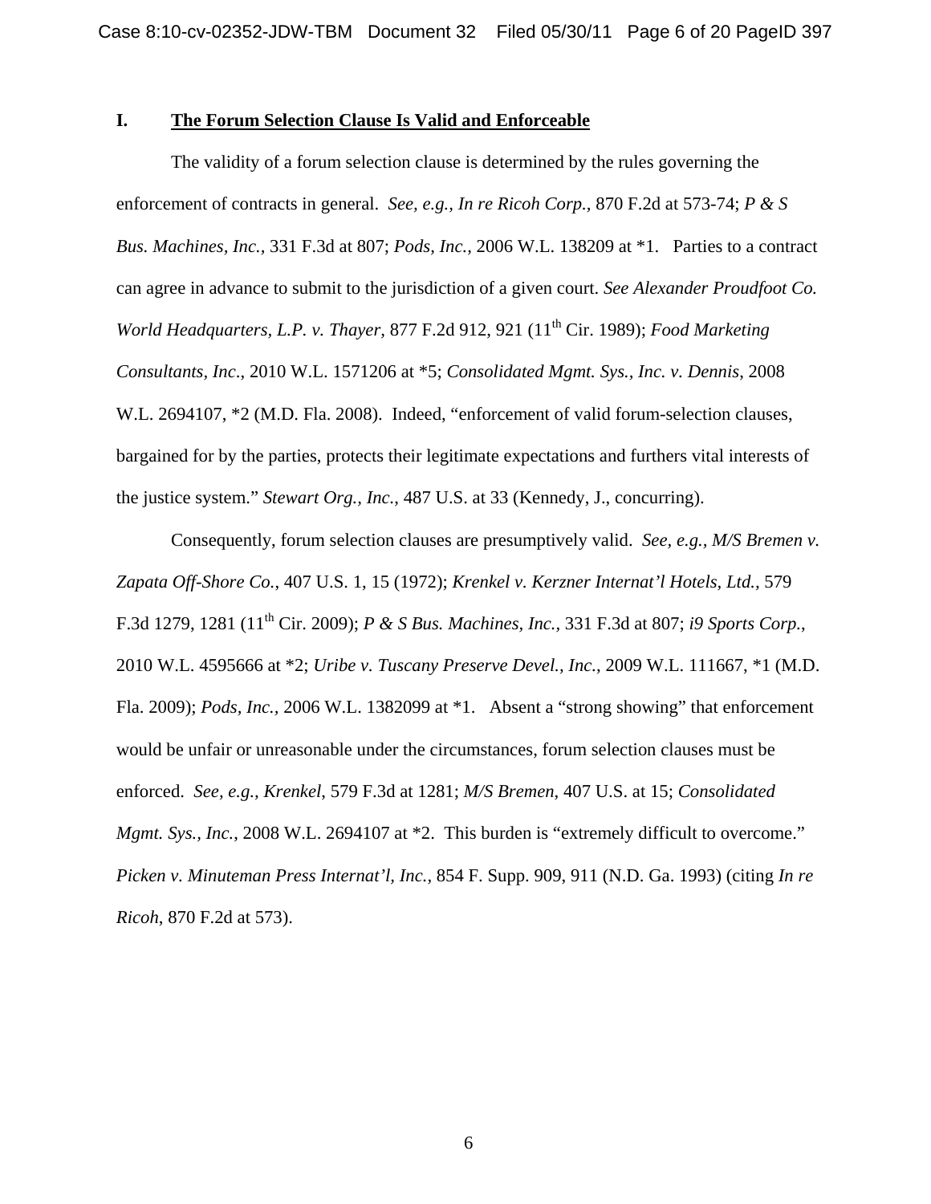## I. <u>**The Forum Selection Clause Is Valid and Enforceable**</u>

The validity of a forum selection clause is determined by the rules governing the enforcement of contracts in general. *See, e.g., In re Ricoh Corp.,* 870 F.2d at 573-74; *P & S Bus. Machines, Inc.,* 331 F.3d at 807; *Pods, Inc.,* 2006 W.L. 138209 at *1. Parties to a contract can agree in advance to submit to the jurisdiction of a given court. *See Alexander Proudfoot Co. World Headquarters, L.P. v. Thayer,* 877 F.2d 912, 921 (11th Cir. 1989); *Food Marketing Consultants, Inc*., 2010 W.L. 1571206 at *5; *Consolidated Mgmt. Sys., Inc. v. Dennis*, 2008 W.L. 2694107, *2 (M.D. Fla. 2008). Indeed, "enforcement of valid forum-selection clauses, bargained for by the parties, protects their legitimate expectations and furthers vital interests of the justice system." *Stewart Org., Inc.*, 487 U.S. at 33 (Kennedy, J., concurring).

Consequently, forum selection clauses are presumptively valid. *See, e.g., M/S Bremen v. Zapata Off-Shore Co.*, 407 U.S. 1, 15 (1972); *Krenkel v. Kerzner Internat'l Hotels, Ltd.*, 579 F.3d 1279, 1281 (11th Cir. 2009); *P & S Bus. Machines, Inc.,* 331 F.3d at 807; *i9 Sports Corp.*, 2010 W.L. 4595666 at *2; *Uribe v. Tuscany Preserve Devel., Inc.*, 2009 W.L. 111667, *1 (M.D. Fla. 2009); *Pods, Inc.*, 2006 W.L. 1382099 at *1. Absent a "strong showing" that enforcement would be unfair or unreasonable under the circumstances, forum selection clauses must be enforced. *See, e.g., Krenkel*, 579 F.3d at 1281; *M/S Bremen*, 407 U.S. at 15; *Consolidated Mgmt. Sys., Inc.*, 2008 W.L. 2694107 at *2. This burden is "extremely difficult to overcome." *Picken v. Minuteman Press Internat'l, Inc.*, 854 F. Supp. 909, 911 (N.D. Ga. 1993) (citing *In re Ricoh*, 870 F.2d at 573).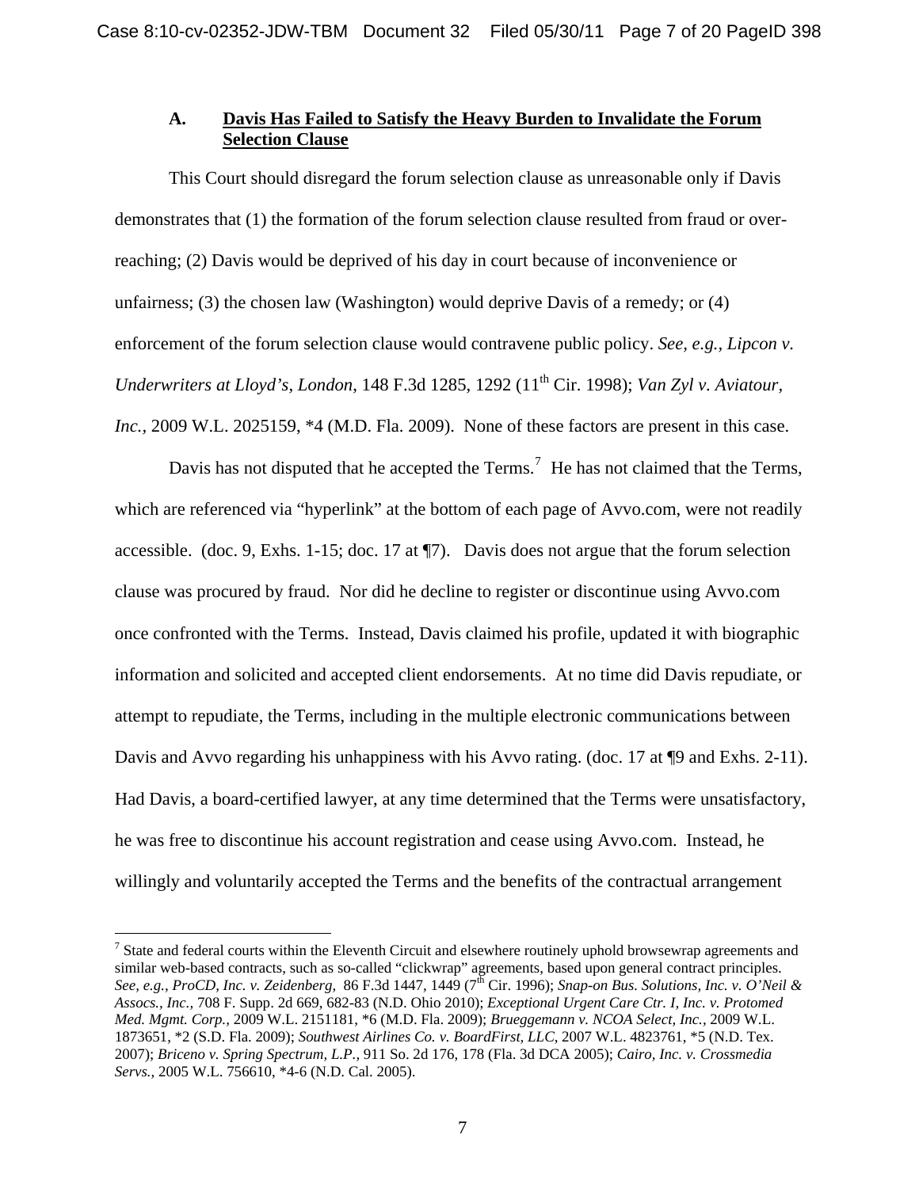### A. <u>Davis Has Failed to Satisfy the Heavy Burden to Invalidate the Forum Selection Clause</u>

This Court should disregard the forum selection clause as unreasonable only if Davis demonstrates that (1) the formation of the forum selection clause resulted from fraud or over-reaching; (2) Davis would be deprived of his day in court because of inconvenience or unfairness; (3) the chosen law (Washington) would deprive Davis of a remedy; or (4) enforcement of the forum selection clause would contravene public policy. *See, e.g., Lipcon v. Underwriters at Lloyd's, London*, 148 F.3d 1285, 1292 (11th Cir. 1998); *Van Zyl v. Aviatour, Inc.*, 2009 W.L. 2025159, *4 (M.D. Fla. 2009). None of these factors are present in this case.

Davis has not disputed that he accepted the Terms.[7] He has not claimed that the Terms, which are referenced via "hyperlink" at the bottom of each page of Avvo.com, were not readily accessible. (doc. 9, Exhs. 1-15; doc. 17 at ¶7). Davis does not argue that the forum selection clause was procured by fraud. Nor did he decline to register or discontinue using Avvo.com once confronted with the Terms. Instead, Davis claimed his profile, updated it with biographic information and solicited and accepted client endorsements. At no time did Davis repudiate, or attempt to repudiate, the Terms, including in the multiple electronic communications between Davis and Avvo regarding his unhappiness with his Avvo rating. (doc. 17 at ¶9 and Exhs. 2-11). Had Davis, a board-certified lawyer, at any time determined that the Terms were unsatisfactory, he was free to discontinue his account registration and cease using Avvo.com. Instead, he willingly and voluntarily accepted the Terms and the benefits of the contractual arrangement

---

[7] State and federal courts within the Eleventh Circuit and elsewhere routinely uphold browsewrap agreements and similar web-based contracts, such as so-called "clickwrap" agreements, based upon general contract principles. *See, e.g., ProCD, Inc. v. Zeidenberg,* 86 F.3d 1447, 1449 (7th Cir. 1996); *Snap-on Bus. Solutions, Inc. v. O'Neil & Assocs., Inc.*, 708 F. Supp. 2d 669, 682-83 (N.D. Ohio 2010); *Exceptional Urgent Care Ctr. I, Inc. v. Protomed Med. Mgmt. Corp.,* 2009 W.L. 2151181, *6 (M.D. Fla. 2009); *Brueggemann v. NCOA Select, Inc.,* 2009 W.L. 1873651, *2 (S.D. Fla. 2009); *Southwest Airlines Co. v. BoardFirst, LLC*, 2007 W.L. 4823761, *5 (N.D. Tex. 2007); *Briceno v. Spring Spectrum, L.P.,* 911 So. 2d 176, 178 (Fla. 3d DCA 2005); *Cairo, Inc. v. Crossmedia Servs.,* 2005 W.L. 756610, *4-6 (N.D. Cal. 2005).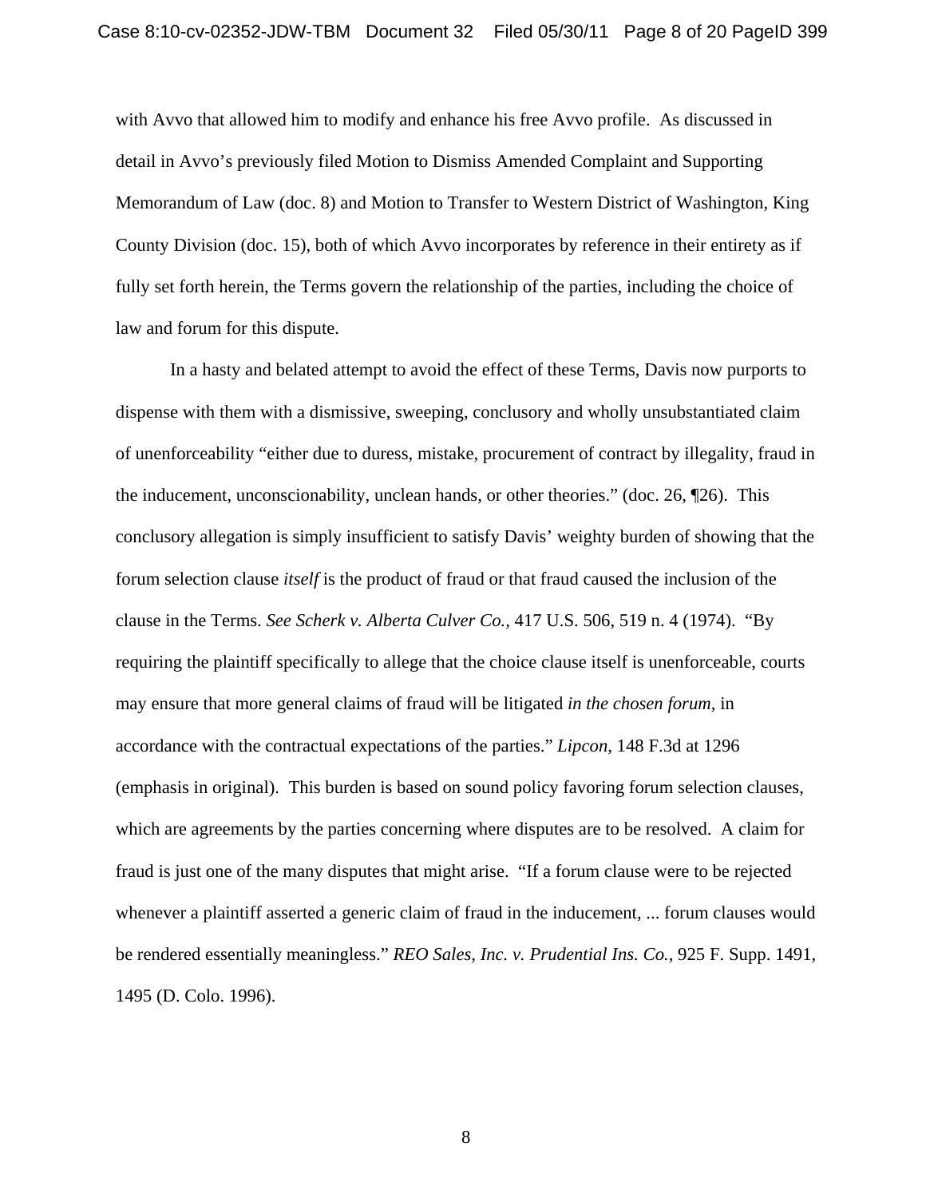with Avvo that allowed him to modify and enhance his free Avvo profile. As discussed in detail in Avvo's previously filed Motion to Dismiss Amended Complaint and Supporting Memorandum of Law (doc. 8) and Motion to Transfer to Western District of Washington, King County Division (doc. 15), both of which Avvo incorporates by reference in their entirety as if fully set forth herein, the Terms govern the relationship of the parties, including the choice of law and forum for this dispute.

In a hasty and belated attempt to avoid the effect of these Terms, Davis now purports to dispense with them with a dismissive, sweeping, conclusory and wholly unsubstantiated claim of unenforceability "either due to duress, mistake, procurement of contract by illegality, fraud in the inducement, unconscionability, unclean hands, or other theories." (doc. 26, ¶26). This conclusory allegation is simply insufficient to satisfy Davis' weighty burden of showing that the forum selection clause *itself* is the product of fraud or that fraud caused the inclusion of the clause in the Terms. *See Scherk v. Alberta Culver Co.,* 417 U.S. 506, 519 n. 4 (1974). "By requiring the plaintiff specifically to allege that the choice clause itself is unenforceable, courts may ensure that more general claims of fraud will be litigated *in the chosen forum,* in accordance with the contractual expectations of the parties." *Lipcon*, 148 F.3d at 1296 (emphasis in original). This burden is based on sound policy favoring forum selection clauses, which are agreements by the parties concerning where disputes are to be resolved. A claim for fraud is just one of the many disputes that might arise. "If a forum clause were to be rejected whenever a plaintiff asserted a generic claim of fraud in the inducement, ... forum clauses would be rendered essentially meaningless." *REO Sales, Inc. v. Prudential Ins. Co.,* 925 F. Supp. 1491, 1495 (D. Colo. 1996).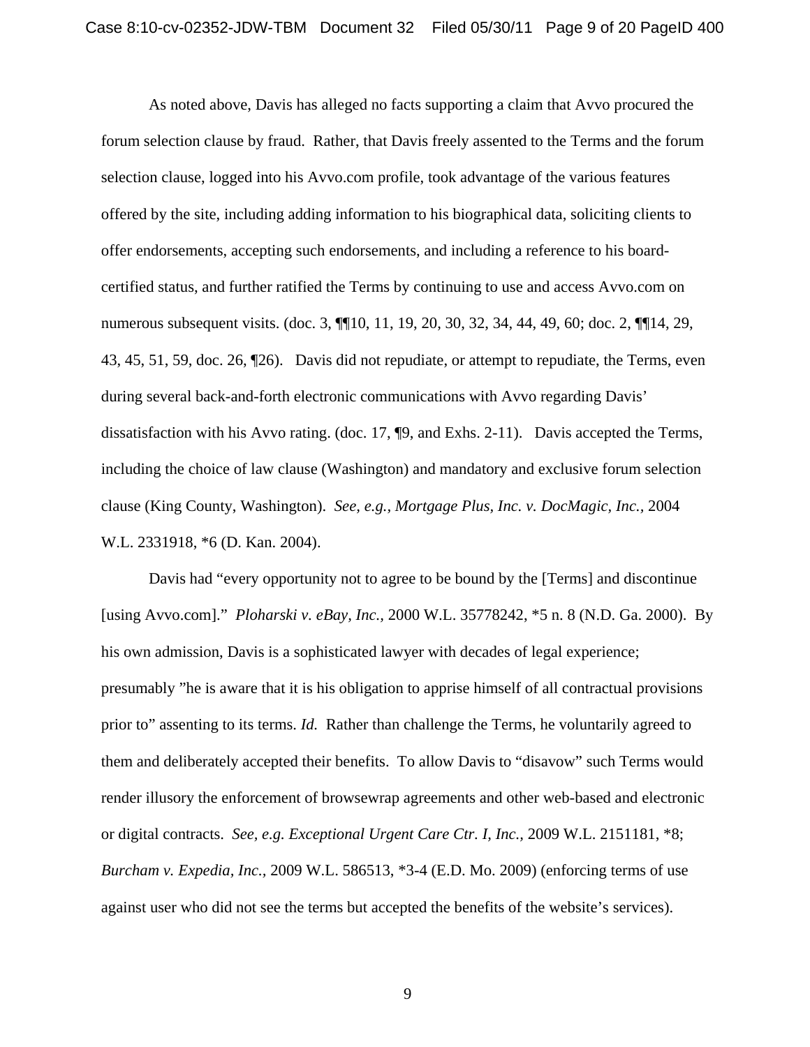As noted above, Davis has alleged no facts supporting a claim that Avvo procured the forum selection clause by fraud. Rather, that Davis freely assented to the Terms and the forum selection clause, logged into his Avvo.com profile, took advantage of the various features offered by the site, including adding information to his biographical data, soliciting clients to offer endorsements, accepting such endorsements, and including a reference to his board-certified status, and further ratified the Terms by continuing to use and access Avvo.com on numerous subsequent visits. (doc. 3, ¶¶10, 11, 19, 20, 30, 32, 34, 44, 49, 60; doc. 2, ¶¶14, 29, 43, 45, 51, 59, doc. 26, ¶26). Davis did not repudiate, or attempt to repudiate, the Terms, even during several back-and-forth electronic communications with Avvo regarding Davis' dissatisfaction with his Avvo rating. (doc. 17, ¶9, and Exhs. 2-11). Davis accepted the Terms, including the choice of law clause (Washington) and mandatory and exclusive forum selection clause (King County, Washington). *See, e.g., Mortgage Plus, Inc. v. DocMagic, Inc.,* 2004 W.L. 2331918, *6 (D. Kan. 2004).

Davis had "every opportunity not to agree to be bound by the [Terms] and discontinue [using Avvo.com]." *Ploharski v. eBay, Inc.,* 2000 W.L. 35778242, *5 n. 8 (N.D. Ga. 2000). By his own admission, Davis is a sophisticated lawyer with decades of legal experience; presumably "he is aware that it is his obligation to apprise himself of all contractual provisions prior to" assenting to its terms. *Id.* Rather than challenge the Terms, he voluntarily agreed to them and deliberately accepted their benefits. To allow Davis to "disavow" such Terms would render illusory the enforcement of browsewrap agreements and other web-based and electronic or digital contracts. *See, e.g. Exceptional Urgent Care Ctr. I, Inc.,* 2009 W.L. 2151181, *8; *Burcham v. Expedia, Inc.,* 2009 W.L. 586513, *3-4 (E.D. Mo. 2009) (enforcing terms of use against user who did not see the terms but accepted the benefits of the website's services).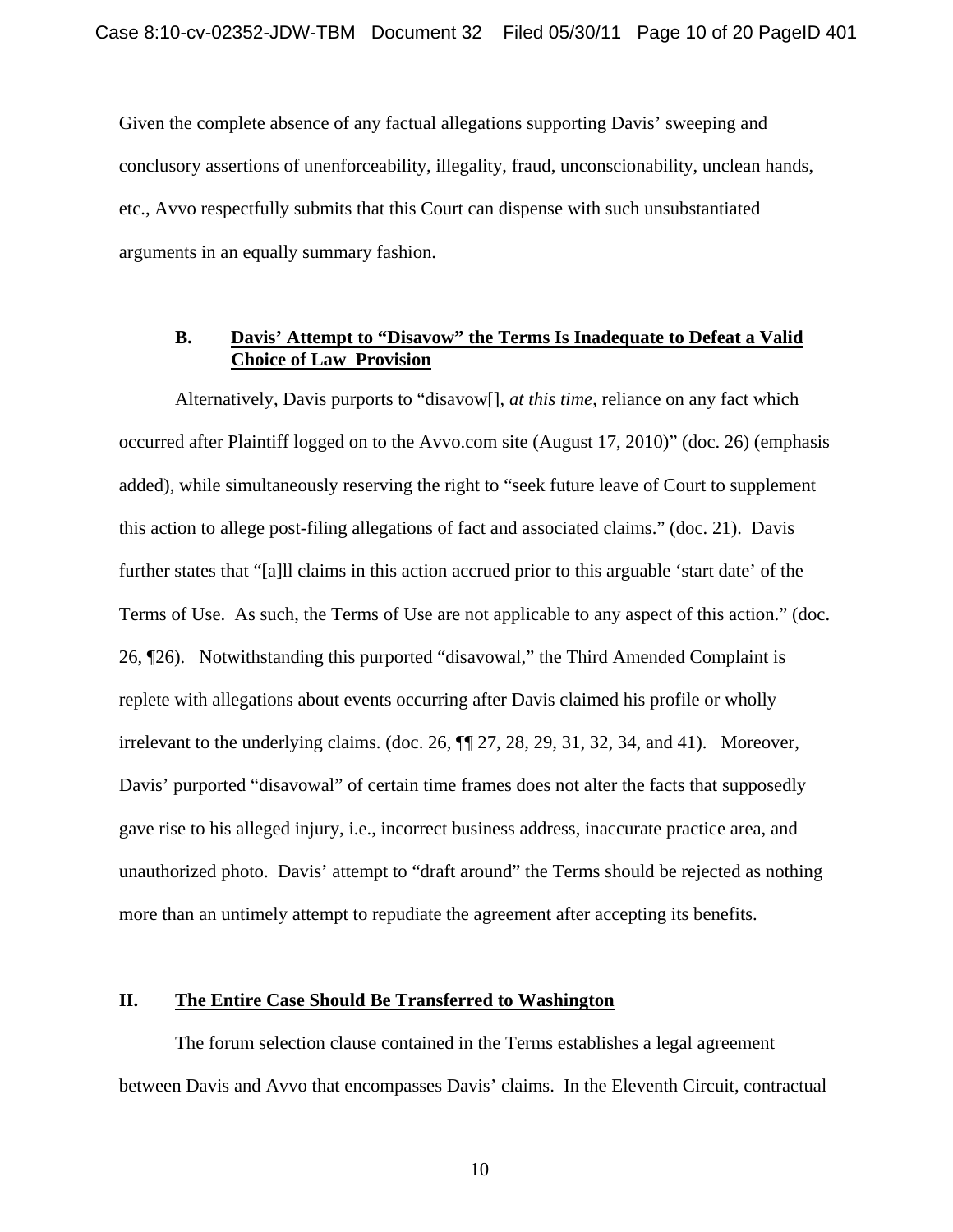Given the complete absence of any factual allegations supporting Davis' sweeping and conclusory assertions of unenforceability, illegality, fraud, unconscionability, unclean hands, etc., Avvo respectfully submits that this Court can dispense with such unsubstantiated arguments in an equally summary fashion.

### B. Davis' Attempt to "Disavow" the Terms Is Inadequate to Defeat a Valid Choice of Law Provision

Alternatively, Davis purports to "disavow[], *at this time*, reliance on any fact which occurred after Plaintiff logged on to the Avvo.com site (August 17, 2010)" (doc. 26) (emphasis added), while simultaneously reserving the right to "seek future leave of Court to supplement this action to allege post-filing allegations of fact and associated claims." (doc. 21). Davis further states that "[a]ll claims in this action accrued prior to this arguable 'start date' of the Terms of Use. As such, the Terms of Use are not applicable to any aspect of this action." (doc. 26, ¶26). Notwithstanding this purported "disavowal," the Third Amended Complaint is replete with allegations about events occurring after Davis claimed his profile or wholly irrelevant to the underlying claims. (doc. 26, ¶¶ 27, 28, 29, 31, 32, 34, and 41). Moreover, Davis' purported "disavowal" of certain time frames does not alter the facts that supposedly gave rise to his alleged injury, i.e., incorrect business address, inaccurate practice area, and unauthorized photo. Davis' attempt to "draft around" the Terms should be rejected as nothing more than an untimely attempt to repudiate the agreement after accepting its benefits.

## II. The Entire Case Should Be Transferred to Washington

The forum selection clause contained in the Terms establishes a legal agreement between Davis and Avvo that encompasses Davis' claims. In the Eleventh Circuit, contractual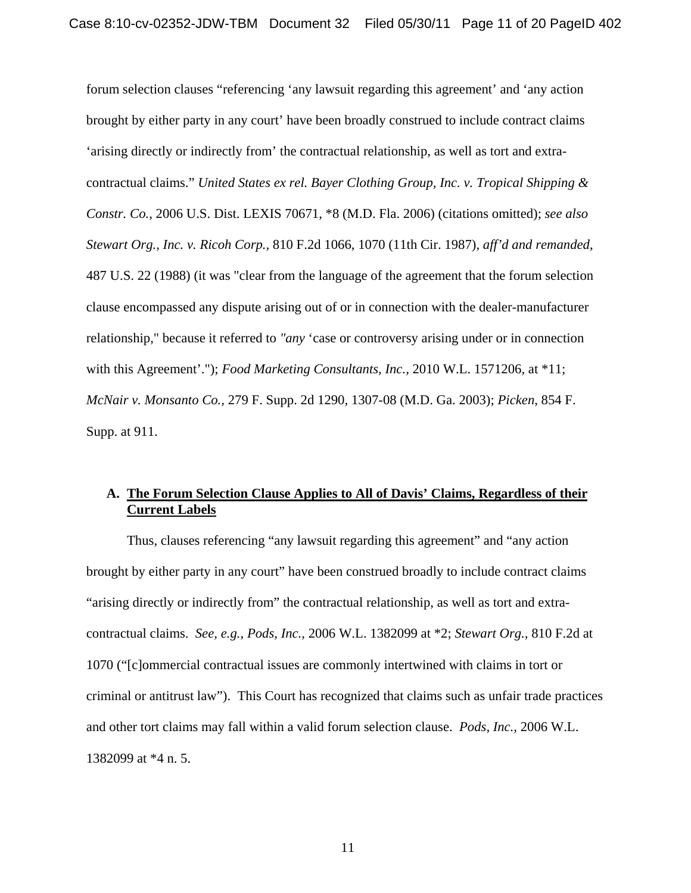forum selection clauses "referencing 'any lawsuit regarding this agreement' and 'any action brought by either party in any court' have been broadly construed to include contract claims 'arising directly or indirectly from' the contractual relationship, as well as tort and extra-contractual claims." *United States ex rel. Bayer Clothing Group, Inc. v. Tropical Shipping & Constr. Co.*, 2006 U.S. Dist. LEXIS 70671, *8 (M.D. Fla. 2006) (citations omitted); *see also Stewart Org., Inc. v. Ricoh Corp.*, 810 F.2d 1066, 1070 (11th Cir. 1987), *aff'd and remanded*, 487 U.S. 22 (1988) (it was "clear from the language of the agreement that the forum selection clause encompassed any dispute arising out of or in connection with the dealer-manufacturer relationship," because it referred to *"any* 'case or controversy arising under or in connection with this Agreement'."); *Food Marketing Consultants, Inc.*, 2010 W.L. 1571206, at *11; *McNair v. Monsanto Co.*, 279 F. Supp. 2d 1290, 1307-08 (M.D. Ga. 2003); *Picken*, 854 F. Supp. at 911.

## A. The Forum Selection Clause Applies to All of Davis' Claims, Regardless of their Current Labels

Thus, clauses referencing "any lawsuit regarding this agreement" and "any action brought by either party in any court" have been construed broadly to include contract claims "arising directly or indirectly from" the contractual relationship, as well as tort and extra-contractual claims. *See, e.g., Pods, Inc.*, 2006 W.L. 1382099 at *2; *Stewart Org.*, 810 F.2d at 1070 ("[c]ommercial contractual issues are commonly intertwined with claims in tort or criminal or antitrust law"). This Court has recognized that claims such as unfair trade practices and other tort claims may fall within a valid forum selection clause. *Pods, Inc.*, 2006 W.L. 1382099 at *4 n. 5.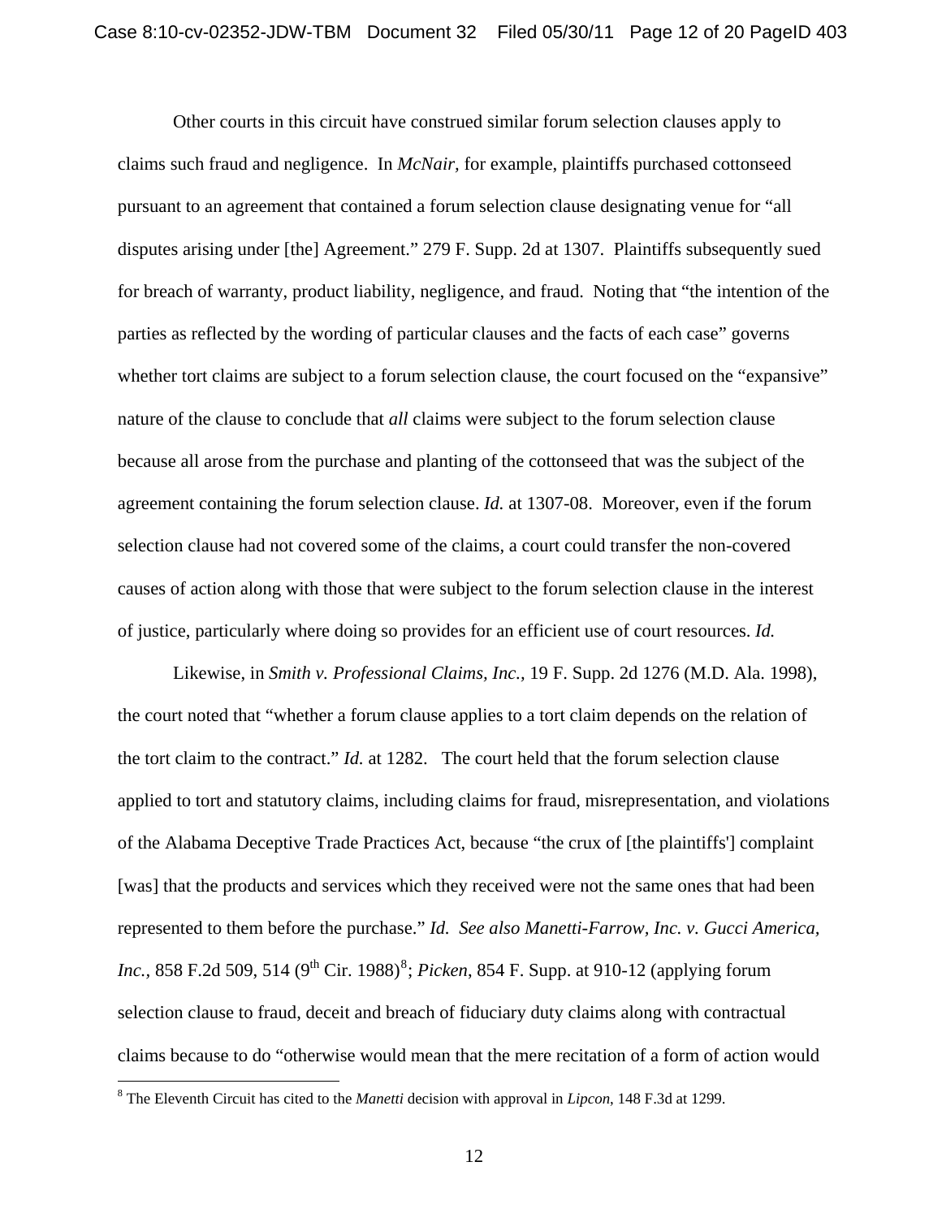Other courts in this circuit have construed similar forum selection clauses apply to claims such fraud and negligence. In *McNair*, for example, plaintiffs purchased cottonseed pursuant to an agreement that contained a forum selection clause designating venue for "all disputes arising under [the] Agreement." 279 F. Supp. 2d at 1307. Plaintiffs subsequently sued for breach of warranty, product liability, negligence, and fraud. Noting that "the intention of the parties as reflected by the wording of particular clauses and the facts of each case" governs whether tort claims are subject to a forum selection clause, the court focused on the "expansive" nature of the clause to conclude that *all* claims were subject to the forum selection clause because all arose from the purchase and planting of the cottonseed that was the subject of the agreement containing the forum selection clause. *Id.* at 1307-08. Moreover, even if the forum selection clause had not covered some of the claims, a court could transfer the non-covered causes of action along with those that were subject to the forum selection clause in the interest of justice, particularly where doing so provides for an efficient use of court resources. *Id.*

Likewise, in *Smith v. Professional Claims, Inc.*, 19 F. Supp. 2d 1276 (M.D. Ala. 1998), the court noted that "whether a forum clause applies to a tort claim depends on the relation of the tort claim to the contract." *Id.* at 1282. The court held that the forum selection clause applied to tort and statutory claims, including claims for fraud, misrepresentation, and violations of the Alabama Deceptive Trade Practices Act, because "the crux of [the plaintiffs'] complaint [was] that the products and services which they received were not the same ones that had been represented to them before the purchase." *Id. See also Manetti-Farrow, Inc. v. Gucci America, Inc.*, 858 F.2d 509, 514 (9th Cir. 1988)[8]; *Picken*, 854 F. Supp. at 910-12 (applying forum selection clause to fraud, deceit and breach of fiduciary duty claims along with contractual claims because to do "otherwise would mean that the mere recitation of a form of action would

---

[8] The Eleventh Circuit has cited to the *Manetti* decision with approval in *Lipcon*, 148 F.3d at 1299.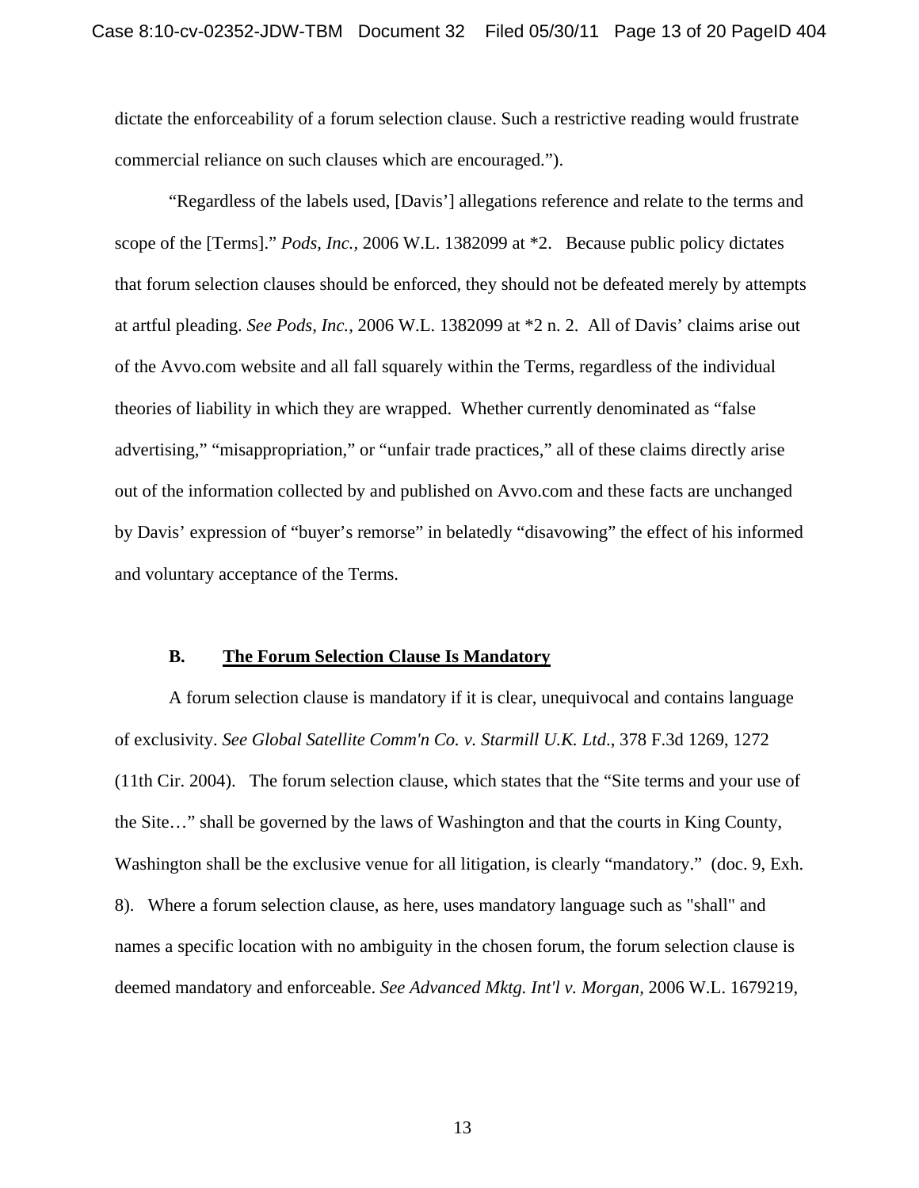dictate the enforceability of a forum selection clause. Such a restrictive reading would frustrate commercial reliance on such clauses which are encouraged.").

"Regardless of the labels used, [Davis'] allegations reference and relate to the terms and scope of the [Terms]." *Pods, Inc.*, 2006 W.L. 1382099 at *2. Because public policy dictates that forum selection clauses should be enforced, they should not be defeated merely by attempts at artful pleading. *See Pods, Inc.*, 2006 W.L. 1382099 at *2 n. 2. All of Davis' claims arise out of the Avvo.com website and all fall squarely within the Terms, regardless of the individual theories of liability in which they are wrapped. Whether currently denominated as "false advertising," "misappropriation," or "unfair trade practices," all of these claims directly arise out of the information collected by and published on Avvo.com and these facts are unchanged by Davis' expression of "buyer's remorse" in belatedly "disavowing" the effect of his informed and voluntary acceptance of the Terms.

### B. <u>The Forum Selection Clause Is Mandatory</u>

A forum selection clause is mandatory if it is clear, unequivocal and contains language of exclusivity. *See Global Satellite Comm'n Co. v. Starmill U.K. Ltd.*, 378 F.3d 1269, 1272 (11th Cir. 2004). The forum selection clause, which states that the "Site terms and your use of the Site…" shall be governed by the laws of Washington and that the courts in King County, Washington shall be the exclusive venue for all litigation, is clearly "mandatory." (doc. 9, Exh. 8). Where a forum selection clause, as here, uses mandatory language such as "shall" and names a specific location with no ambiguity in the chosen forum, the forum selection clause is deemed mandatory and enforceable. *See Advanced Mktg. Int'l v. Morgan*, 2006 W.L. 1679219,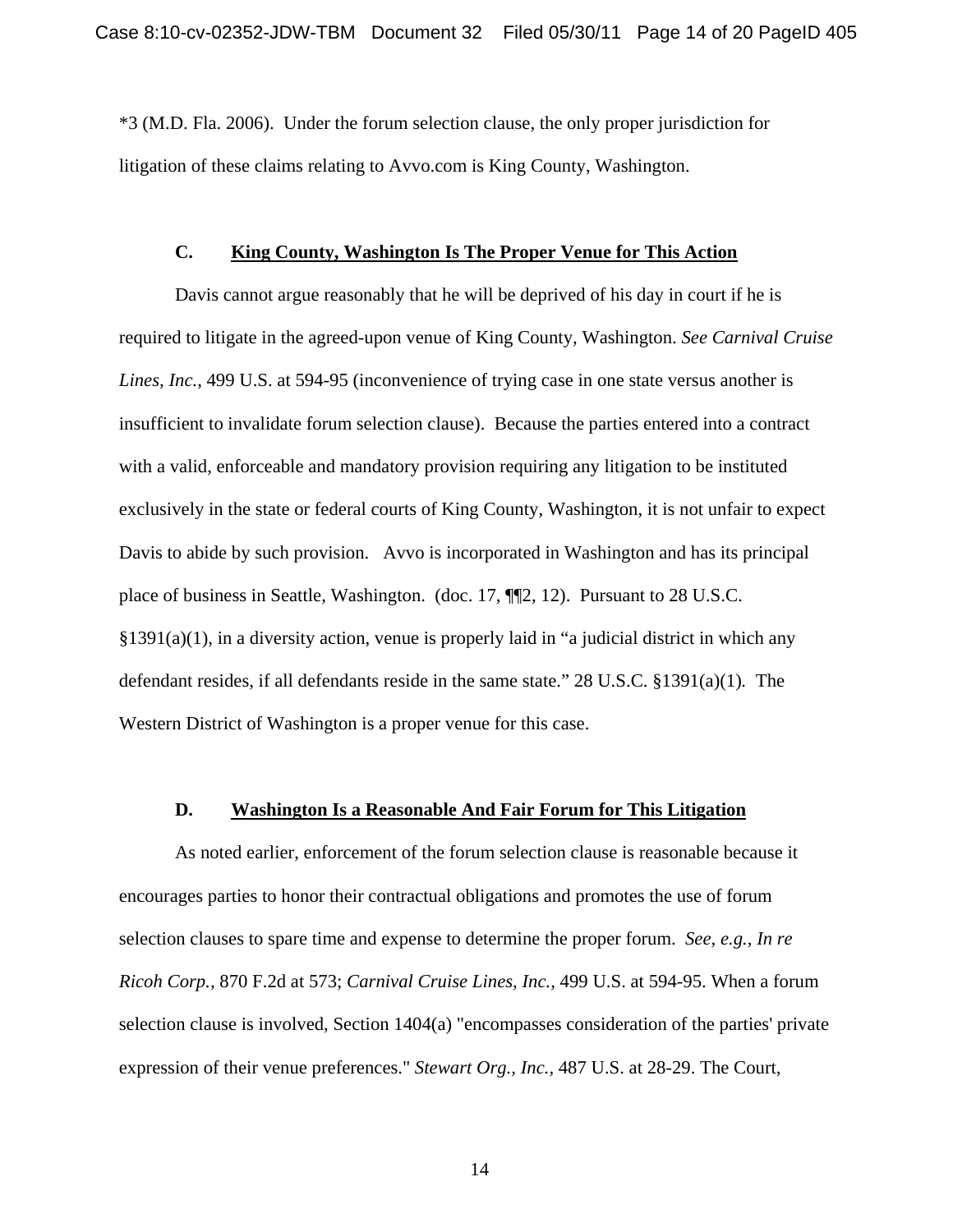*3 (M.D. Fla. 2006). Under the forum selection clause, the only proper jurisdiction for litigation of these claims relating to Avvo.com is King County, Washington.

### C. King County, Washington Is The Proper Venue for This Action

Davis cannot argue reasonably that he will be deprived of his day in court if he is required to litigate in the agreed-upon venue of King County, Washington. *See Carnival Cruise Lines, Inc.*, 499 U.S. at 594-95 (inconvenience of trying case in one state versus another is insufficient to invalidate forum selection clause). Because the parties entered into a contract with a valid, enforceable and mandatory provision requiring any litigation to be instituted exclusively in the state or federal courts of King County, Washington, it is not unfair to expect Davis to abide by such provision. Avvo is incorporated in Washington and has its principal place of business in Seattle, Washington. (doc. 17, ¶¶2, 12). Pursuant to 28 U.S.C. §1391(a)(1), in a diversity action, venue is properly laid in "a judicial district in which any defendant resides, if all defendants reside in the same state." 28 U.S.C. §1391(a)(1). The Western District of Washington is a proper venue for this case.

### D. Washington Is a Reasonable And Fair Forum for This Litigation

As noted earlier, enforcement of the forum selection clause is reasonable because it encourages parties to honor their contractual obligations and promotes the use of forum selection clauses to spare time and expense to determine the proper forum. *See, e.g., In re Ricoh Corp.*, 870 F.2d at 573; *Carnival Cruise Lines, Inc.*, 499 U.S. at 594-95. When a forum selection clause is involved, Section 1404(a) "encompasses consideration of the parties' private expression of their venue preferences." *Stewart Org., Inc.*, 487 U.S. at 28-29. The Court,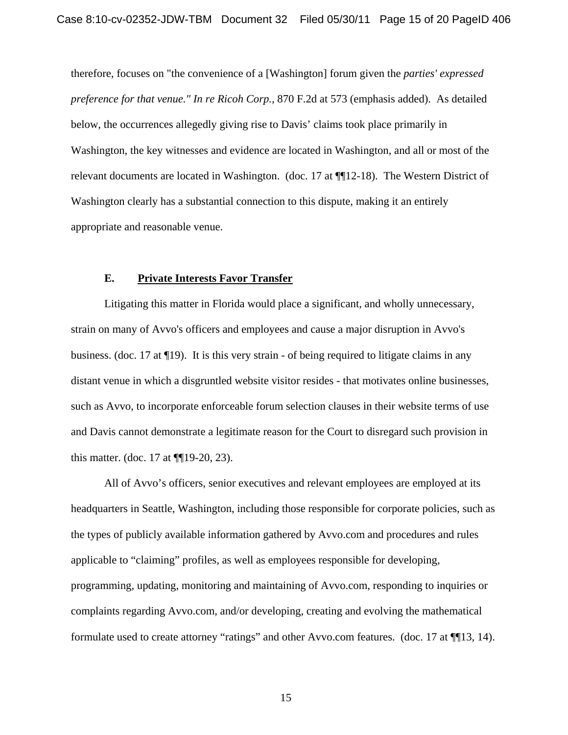therefore, focuses on "the convenience of a [Washington] forum given the *parties' expressed preference for that venue." In re Ricoh Corp.,* 870 F.2d at 573 (emphasis added). As detailed below, the occurrences allegedly giving rise to Davis' claims took place primarily in Washington, the key witnesses and evidence are located in Washington, and all or most of the relevant documents are located in Washington. (doc. 17 at ¶¶12-18). The Western District of Washington clearly has a substantial connection to this dispute, making it an entirely appropriate and reasonable venue.

**E. Private Interests Favor Transfer**

Litigating this matter in Florida would place a significant, and wholly unnecessary, strain on many of Avvo's officers and employees and cause a major disruption in Avvo's business. (doc. 17 at ¶19). It is this very strain - of being required to litigate claims in any distant venue in which a disgruntled website visitor resides - that motivates online businesses, such as Avvo, to incorporate enforceable forum selection clauses in their website terms of use and Davis cannot demonstrate a legitimate reason for the Court to disregard such provision in this matter. (doc. 17 at ¶¶19-20, 23).

All of Avvo's officers, senior executives and relevant employees are employed at its headquarters in Seattle, Washington, including those responsible for corporate policies, such as the types of publicly available information gathered by Avvo.com and procedures and rules applicable to "claiming" profiles, as well as employees responsible for developing, programming, updating, monitoring and maintaining of Avvo.com, responding to inquiries or complaints regarding Avvo.com, and/or developing, creating and evolving the mathematical formulate used to create attorney "ratings" and other Avvo.com features. (doc. 17 at ¶¶13, 14).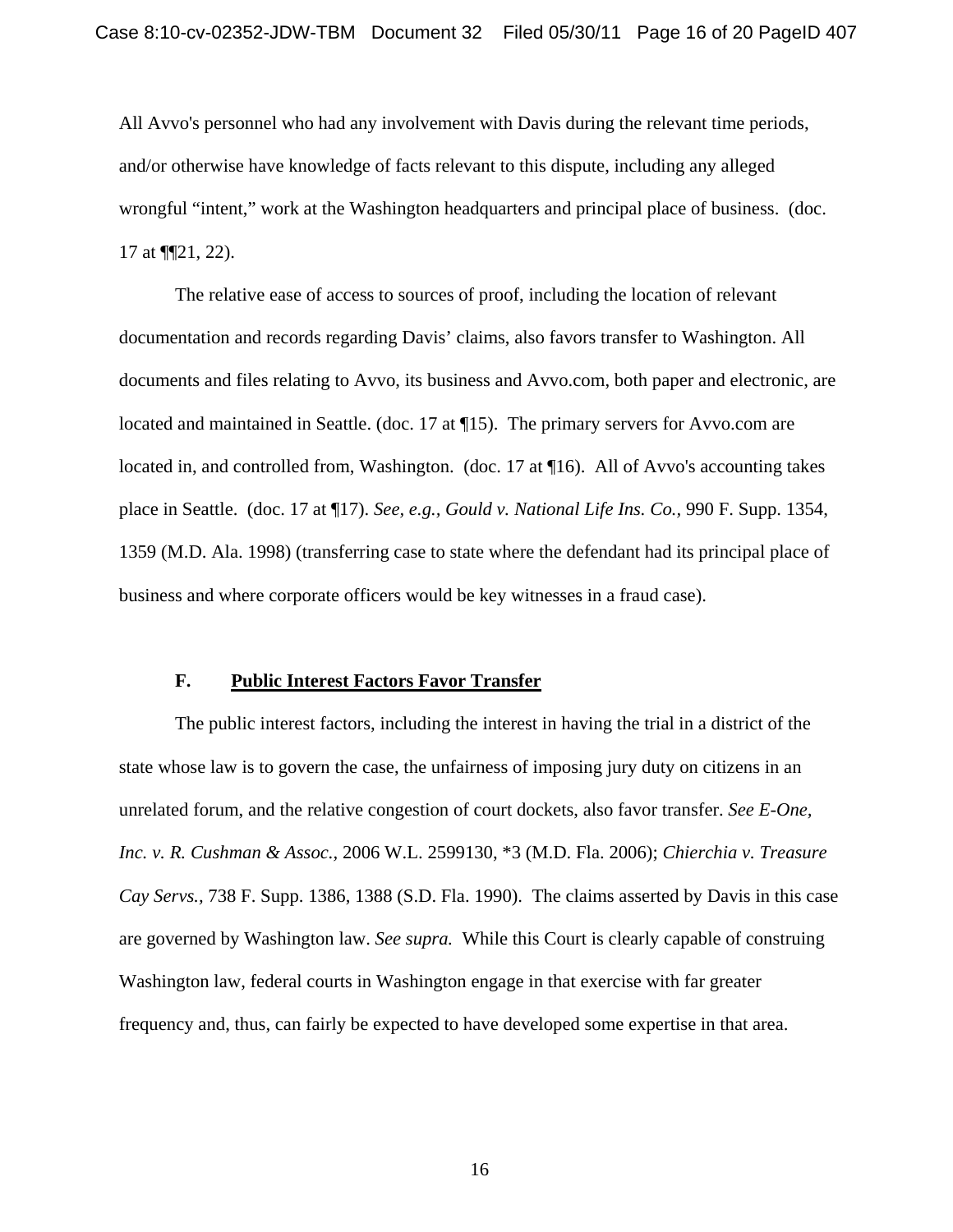All Avvo's personnel who had any involvement with Davis during the relevant time periods, and/or otherwise have knowledge of facts relevant to this dispute, including any alleged wrongful "intent," work at the Washington headquarters and principal place of business. (doc. 17 at ¶¶21, 22).

The relative ease of access to sources of proof, including the location of relevant documentation and records regarding Davis' claims, also favors transfer to Washington. All documents and files relating to Avvo, its business and Avvo.com, both paper and electronic, are located and maintained in Seattle. (doc. 17 at ¶15). The primary servers for Avvo.com are located in, and controlled from, Washington. (doc. 17 at ¶16). All of Avvo's accounting takes place in Seattle. (doc. 17 at ¶17). *See, e.g., Gould v. National Life Ins. Co.,* 990 F. Supp. 1354, 1359 (M.D. Ala. 1998) (transferring case to state where the defendant had its principal place of business and where corporate officers would be key witnesses in a fraud case).

### F. <u>Public Interest Factors Favor Transfer</u>

The public interest factors, including the interest in having the trial in a district of the state whose law is to govern the case, the unfairness of imposing jury duty on citizens in an unrelated forum, and the relative congestion of court dockets, also favor transfer. *See E-One, Inc. v. R. Cushman & Assoc.*, 2006 W.L. 2599130, *3 (M.D. Fla. 2006); *Chierchia v. Treasure Cay Servs.*, 738 F. Supp. 1386, 1388 (S.D. Fla. 1990). The claims asserted by Davis in this case are governed by Washington law. *See supra.* While this Court is clearly capable of construing Washington law, federal courts in Washington engage in that exercise with far greater frequency and, thus, can fairly be expected to have developed some expertise in that area.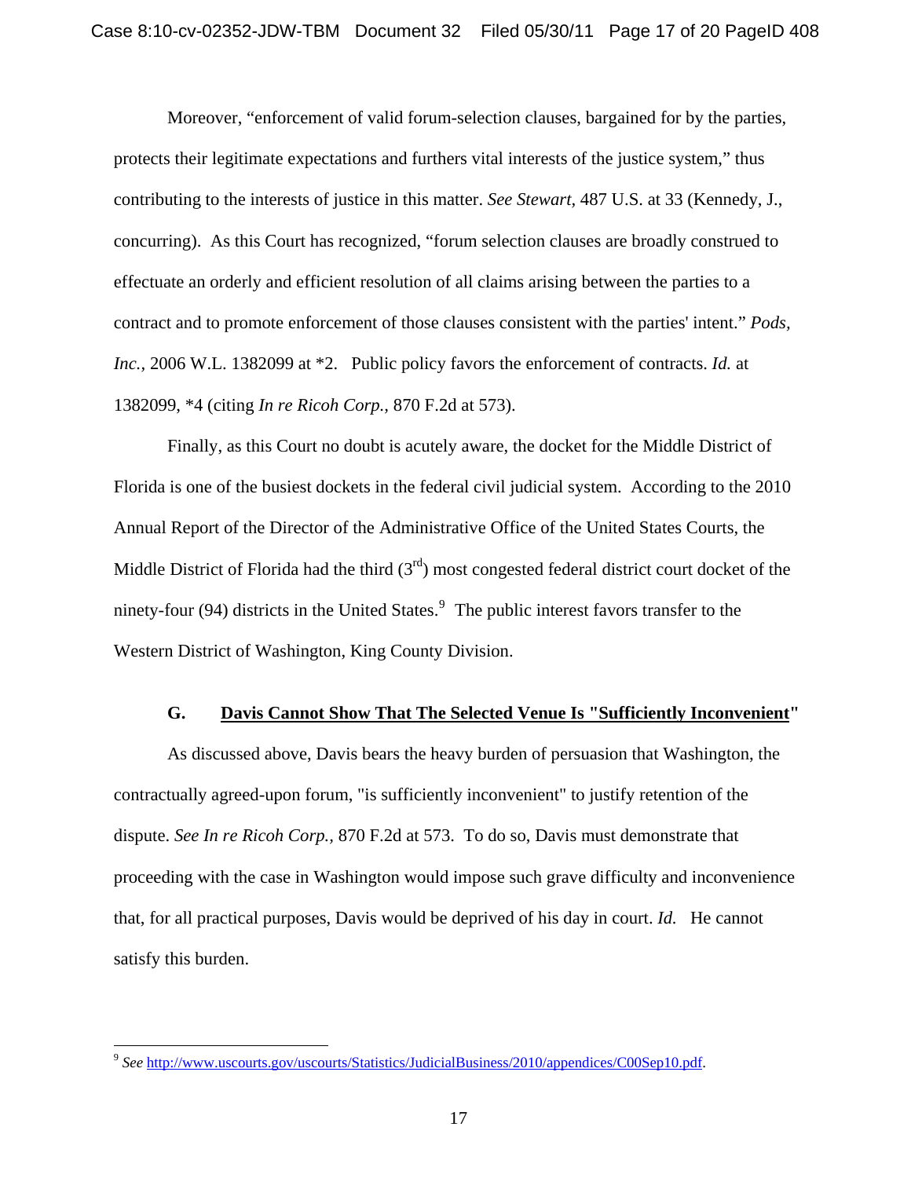Moreover, "enforcement of valid forum-selection clauses, bargained for by the parties, protects their legitimate expectations and furthers vital interests of the justice system," thus contributing to the interests of justice in this matter. *See Stewart*, 487 U.S. at 33 (Kennedy, J., concurring). As this Court has recognized, "forum selection clauses are broadly construed to effectuate an orderly and efficient resolution of all claims arising between the parties to a contract and to promote enforcement of those clauses consistent with the parties' intent." *Pods, Inc.*, 2006 W.L. 1382099 at *2. Public policy favors the enforcement of contracts. *Id.* at 1382099, *4 (citing *In re Ricoh Corp.*, 870 F.2d at 573).

Finally, as this Court no doubt is acutely aware, the docket for the Middle District of Florida is one of the busiest dockets in the federal civil judicial system. According to the 2010 Annual Report of the Director of the Administrative Office of the United States Courts, the Middle District of Florida had the third (3rd) most congested federal district court docket of the ninety-four (94) districts in the United States.[9] The public interest favors transfer to the Western District of Washington, King County Division.

### G. Davis Cannot Show That The Selected Venue Is "Sufficiently Inconvenient"

As discussed above, Davis bears the heavy burden of persuasion that Washington, the contractually agreed-upon forum, "is sufficiently inconvenient" to justify retention of the dispute. *See In re Ricoh Corp.*, 870 F.2d at 573. To do so, Davis must demonstrate that proceeding with the case in Washington would impose such grave difficulty and inconvenience that, for all practical purposes, Davis would be deprived of his day in court. *Id.* He cannot satisfy this burden.

---

[9] *See* http://www.uscourts.gov/uscourts/Statistics/JudicialBusiness/2010/appendices/C00Sep10.pdf.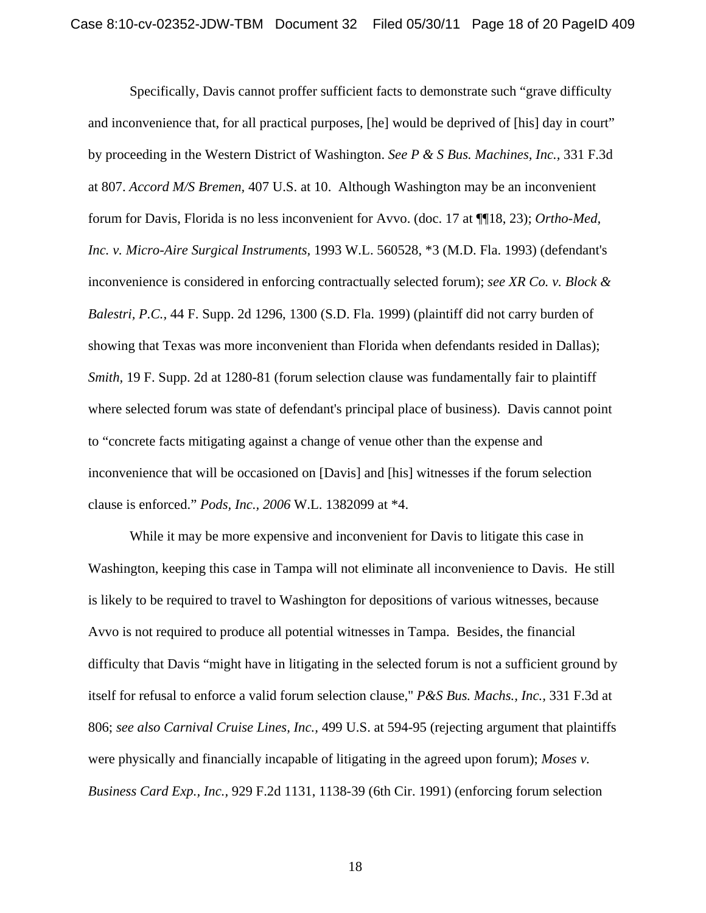Specifically, Davis cannot proffer sufficient facts to demonstrate such "grave difficulty and inconvenience that, for all practical purposes, [he] would be deprived of [his] day in court" by proceeding in the Western District of Washington. *See P & S Bus. Machines, Inc.*, 331 F.3d at 807. *Accord M/S Bremen*, 407 U.S. at 10. Although Washington may be an inconvenient forum for Davis, Florida is no less inconvenient for Avvo. (doc. 17 at ¶¶18, 23); *Ortho-Med, Inc. v. Micro-Aire Surgical Instruments*, 1993 W.L. 560528, *3 (M.D. Fla. 1993) (defendant's inconvenience is considered in enforcing contractually selected forum); *see XR Co. v. Block & Balestri, P.C.*, 44 F. Supp. 2d 1296, 1300 (S.D. Fla. 1999) (plaintiff did not carry burden of showing that Texas was more inconvenient than Florida when defendants resided in Dallas); *Smith*, 19 F. Supp. 2d at 1280-81 (forum selection clause was fundamentally fair to plaintiff where selected forum was state of defendant's principal place of business). Davis cannot point to "concrete facts mitigating against a change of venue other than the expense and inconvenience that will be occasioned on [Davis] and [his] witnesses if the forum selection clause is enforced." *Pods, Inc., 2006* W.L. 1382099 at *4.

While it may be more expensive and inconvenient for Davis to litigate this case in Washington, keeping this case in Tampa will not eliminate all inconvenience to Davis. He still is likely to be required to travel to Washington for depositions of various witnesses, because Avvo is not required to produce all potential witnesses in Tampa. Besides, the financial difficulty that Davis "might have in litigating in the selected forum is not a sufficient ground by itself for refusal to enforce a valid forum selection clause," *P&S Bus. Machs., Inc.*, 331 F.3d at 806; *see also Carnival Cruise Lines, Inc.*, 499 U.S. at 594-95 (rejecting argument that plaintiffs were physically and financially incapable of litigating in the agreed upon forum); *Moses v. Business Card Exp., Inc.*, 929 F.2d 1131, 1138-39 (6th Cir. 1991) (enforcing forum selection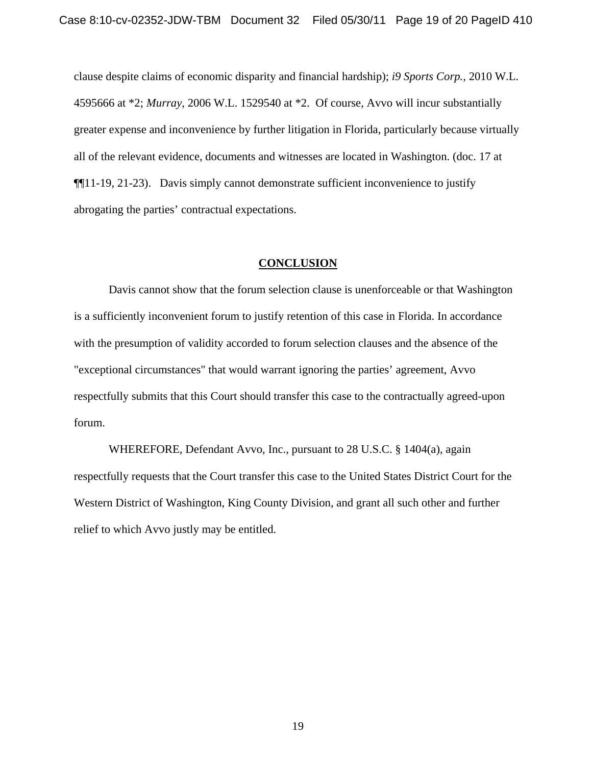clause despite claims of economic disparity and financial hardship); *i9 Sports Corp.*, 2010 W.L. 4595666 at *2; *Murray*, 2006 W.L. 1529540 at *2. Of course, Avvo will incur substantially greater expense and inconvenience by further litigation in Florida, particularly because virtually all of the relevant evidence, documents and witnesses are located in Washington. (doc. 17 at ¶¶11-19, 21-23). Davis simply cannot demonstrate sufficient inconvenience to justify abrogating the parties' contractual expectations.

## CONCLUSION

Davis cannot show that the forum selection clause is unenforceable or that Washington is a sufficiently inconvenient forum to justify retention of this case in Florida. In accordance with the presumption of validity accorded to forum selection clauses and the absence of the "exceptional circumstances" that would warrant ignoring the parties' agreement, Avvo respectfully submits that this Court should transfer this case to the contractually agreed-upon forum.

WHEREFORE, Defendant Avvo, Inc., pursuant to 28 U.S.C. § 1404(a), again respectfully requests that the Court transfer this case to the United States District Court for the Western District of Washington, King County Division, and grant all such other and further relief to which Avvo justly may be entitled.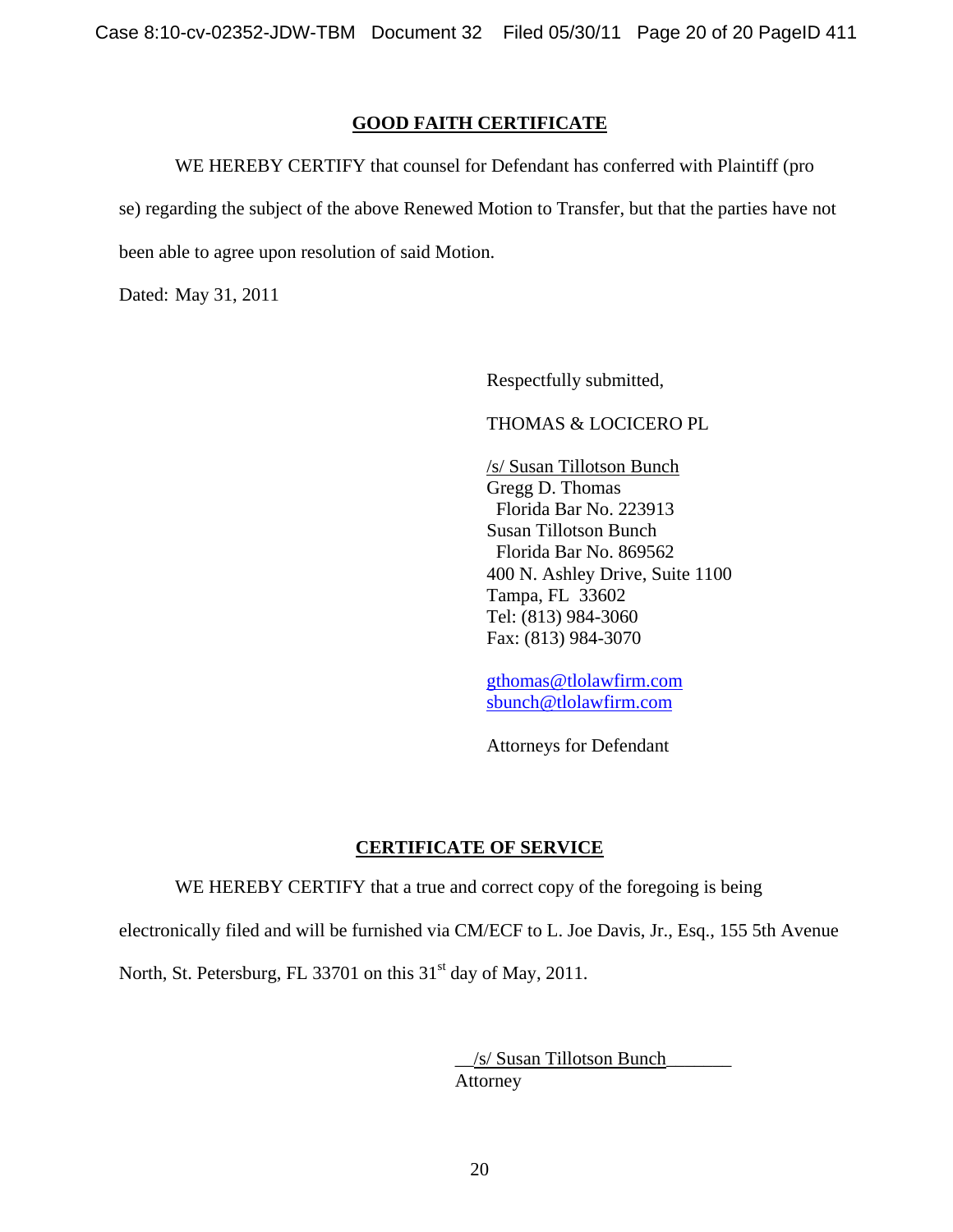## GOOD FAITH CERTIFICATE

WE HEREBY CERTIFY that counsel for Defendant has conferred with Plaintiff (pro se) regarding the subject of the above Renewed Motion to Transfer, but that the parties have not been able to agree upon resolution of said Motion.

Dated: May 31, 2011

Respectfully submitted,

THOMAS & LOCICERO PL

/s/ Susan Tillotson Bunch
Gregg D. Thomas
Florida Bar No. 223913
Susan Tillotson Bunch
Florida Bar No. 869562
400 N. Ashley Drive, Suite 1100
Tampa, FL 33602
Tel: (813) 984-3060
Fax: (813) 984-3070

gthomas@tlolawfirm.com
sbunch@tlolawfirm.com

Attorneys for Defendant

## CERTIFICATE OF SERVICE

WE HEREBY CERTIFY that a true and correct copy of the foregoing is being electronically filed and will be furnished via CM/ECF to L. Joe Davis, Jr., Esq., 155 5th Avenue North, St. Petersburg, FL 33701 on this 31st day of May, 2011.

/s/ Susan Tillotson Bunch
Attorney